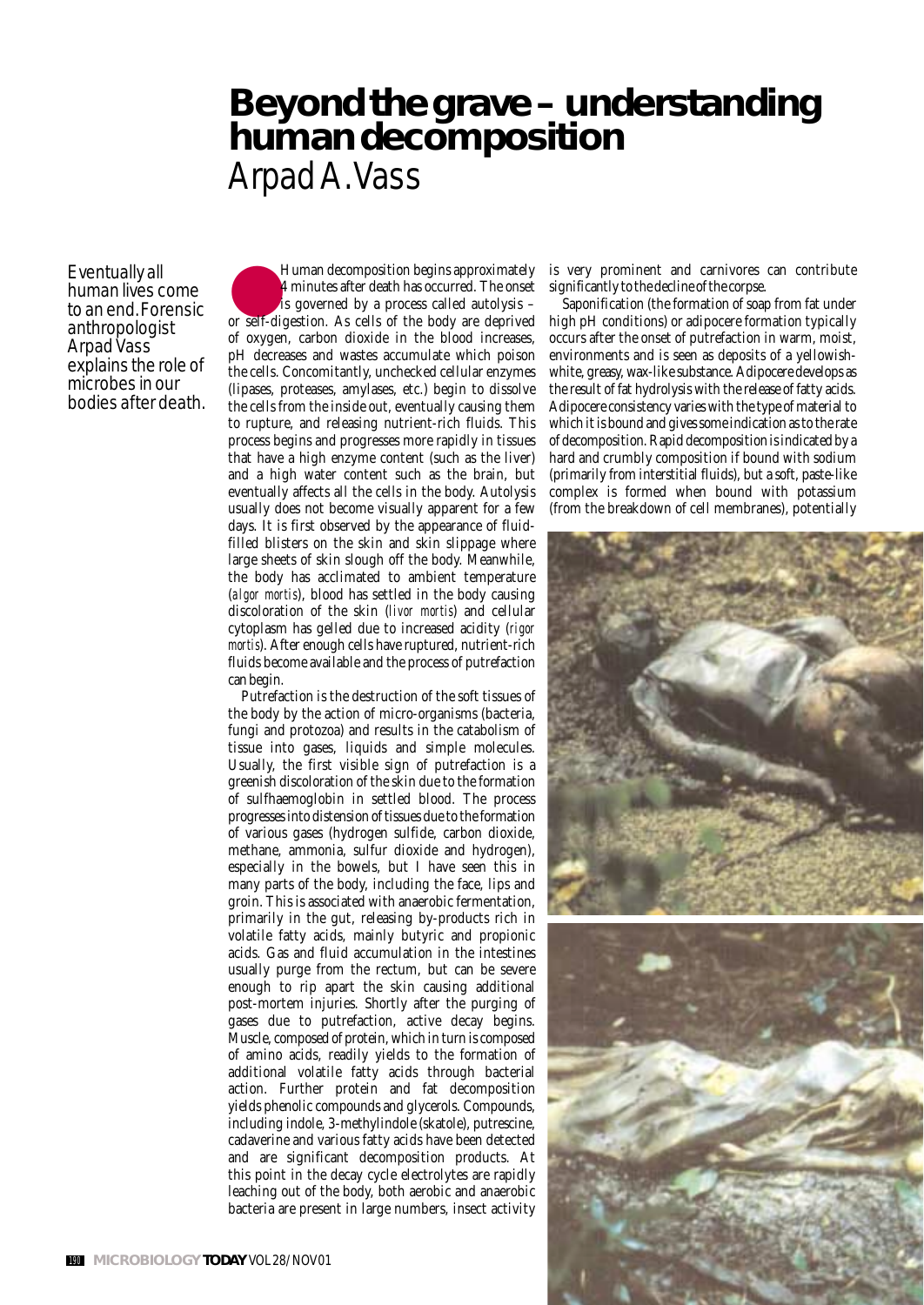# Beyond the grave – understanding human decomposition

Arpad A. Vass

*Eventually all human lives come to an end. Forensic anthropologist Arpad Vass explains the role of microbes in our bodies after death.*

Human decomposition begins approximately 4 minutes after death has occurred. The onset is governed by a process called autolysis – or self-digestion. As cells of the body are deprived of oxygen, carbon dioxide in the blood increases, pH decreases and wastes accumulate which poison the cells. Concomitantly, unchecked cellular enzymes (lipases, proteases, amylases, etc.) begin to dissolve the cells from the inside out, eventually causing them to rupture, and releasing nutrient-rich fluids. This process begins and progresses more rapidly in tissues that have a high enzyme content (such as the liver) and a high water content such as the brain, but eventually affects all the cells in the body. Autolysis usually does not become visually apparent for a few days. It is first observed by the appearance of fluid-filled blisters on the skin and skin slippage where large sheets of skin slough off the body. Meanwhile, the body has acclimated to ambient temperature (*algor mortis*), blood has settled in the body causing discoloration of the skin (*livor mortis*) and cellular cytoplasm has gelled due to increased acidity (*rigor mortis*). After enough cells have ruptured, nutrient-rich fluids become available and the process of putrefaction can begin.

Putrefaction is the destruction of the soft tissues of the body by the action of micro-organisms (bacteria, fungi and protozoa) and results in the catabolism of tissue into gases, liquids and simple molecules. Usually, the first visible sign of putrefaction is a greenish discoloration of the skin due to the formation of sulfhaemoglobin in settled blood. The process progresses into distension of tissues due to the formation of various gases (hydrogen sulfide, carbon dioxide, methane, ammonia, sulfur dioxide and hydrogen), especially in the bowels, but I have seen this in many parts of the body, including the face, lips and groin. This is associated with anaerobic fermentation, primarily in the gut, releasing by-products rich in volatile fatty acids, mainly butyric and propionic acids. Gas and fluid accumulation in the intestines usually purge from the rectum, but can be severe enough to rip apart the skin causing additional post-mortem injuries. Shortly after the purging of gases due to putrefaction, active decay begins. Muscle, composed of protein, which in turn is composed of amino acids, readily yields to the formation of additional volatile fatty acids through bacterial action. Further protein and fat decomposition yields phenolic compounds and glycerols. Compounds, including indole, 3-methylindole (skatole), putrescine, cadaverine and various fatty acids have been detected and are significant decomposition products. At this point in the decay cycle electrolytes are rapidly leaching out of the body, both aerobic and anaerobic bacteria are present in large numbers, insect activity is very prominent and carnivores can contribute significantly to the decline of the corpse.

Saponification (the formation of soap from fat under high pH conditions) or adipocere formation typically occurs after the onset of putrefaction in warm, moist, environments and is seen as deposits of a yellowish-white, greasy, wax-like substance. Adipocere develops as the result of fat hydrolysis with the release of fatty acids. Adipocere consistency varies with the type of material to which it is bound and gives some indication as to the rate of decomposition. Rapid decomposition is indicated by a hard and crumbly composition if bound with sodium (primarily from interstitial fluids), but a soft, paste-like complex is formed when bound with potassium (from the breakdown of cell membranes), potentially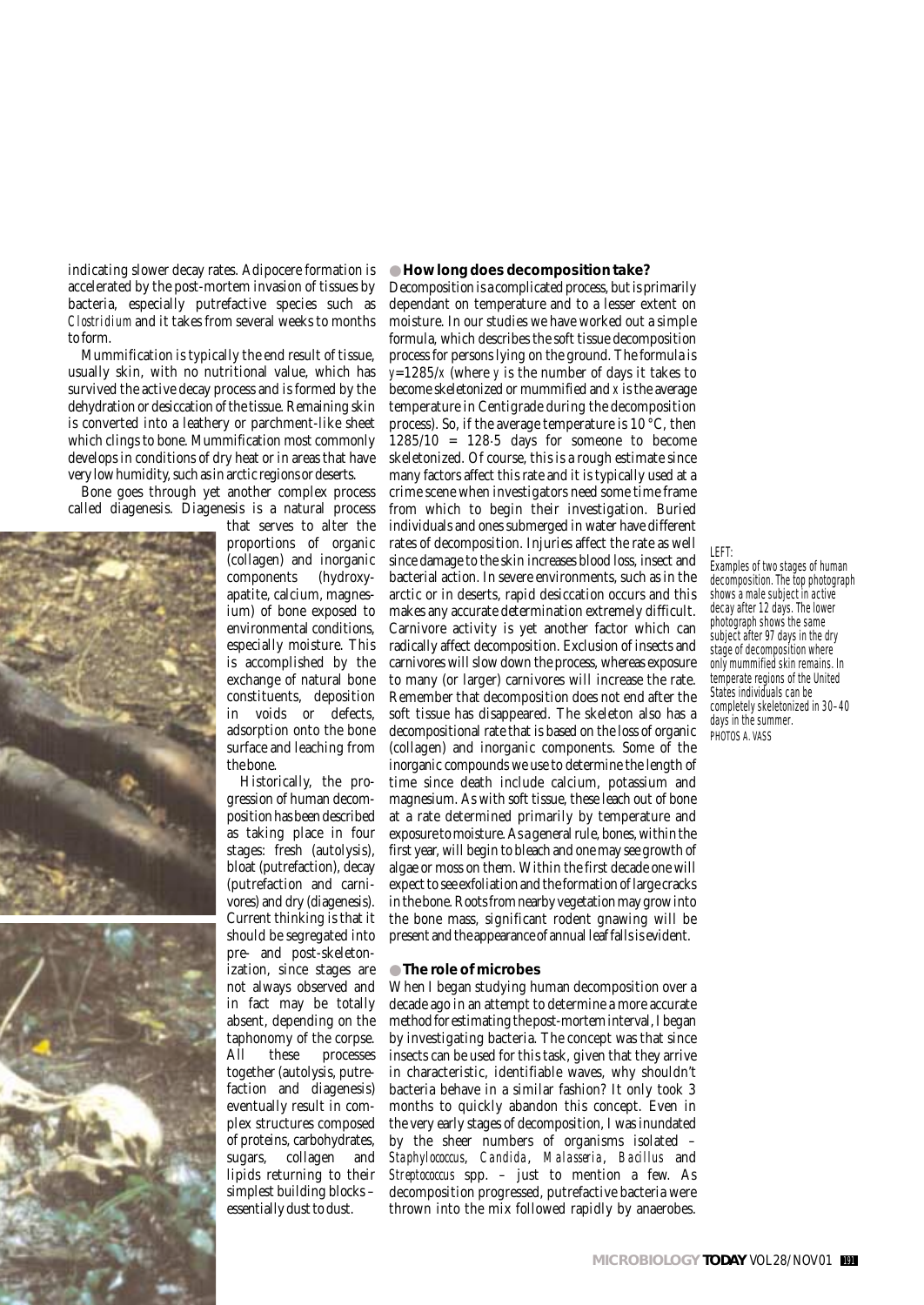indicating slower decay rates. Adipocere formation is accelerated by the post-mortem invasion of tissues by bacteria, especially putrefactive species such as *Clostridium* and it takes from several weeks to months to form.

Mummification is typically the end result of tissue, usually skin, with no nutritional value, which has survived the active decay process and is formed by the dehydration or desiccation of the tissue. Remaining skin is converted into a leathery or parchment-like sheet which clings to bone. Mummification most commonly develops in conditions of dry heat or in areas that have very low humidity, such as in arctic regions or deserts.

Bone goes through yet another complex process called diagenesis. Diagenesis is a natural process that serves to alter the proportions of organic (collagen) and inorganic components (hydroxyapatite, calcium, magnesium) of bone exposed to environmental conditions, especially moisture. This is accomplished by the exchange of natural bone constituents, deposition in voids or defects, adsorption onto the bone surface and leaching from the bone.

Historically, the progression of human decomposition has been described as taking place in four stages: fresh (autolysis), bloat (putrefaction), decay (putrefaction and carnivores) and dry (diagenesis). Current thinking is that it should be segregated into pre- and post-skeletonization, since stages are not always observed and in fact may be totally absent, depending on the taphonomy of the corpse. All these processes together (autolysis, putrefaction and diagenesis) eventually result in complex structures composed of proteins, carbohydrates, sugars, collagen and lipids returning to their simplest building blocks – essentially dust to dust.

LEFT:
Examples of two stages of human decomposition. The top photograph shows a male subject in active decay after 12 days. The lower photograph shows the same subject after 97 days in the dry stage of decomposition where only mummified skin remains. In temperate regions of the United States individuals can be completely skeletonized in 30–40 days in the summer.
PHOTOS A. VASS

## How long does decomposition take?

Decomposition is a complicated process, but is primarily dependant on temperature and to a lesser extent on moisture. In our studies we have worked out a simple formula, which describes the soft tissue decomposition process for persons lying on the ground. The formula is $y=1285/x$ (where $y$ is the number of days it takes to become skeletonized or mummified and $x$ is the average temperature in Centigrade during the decomposition process). So, if the average temperature is 10 °C, then $1285/10 = 128{\cdot}5$ days for someone to become skeletonized. Of course, this is a rough estimate since many factors affect this rate and it is typically used at a crime scene when investigators need some time frame from which to begin their investigation. Buried individuals and ones submerged in water have different rates of decomposition. Injuries affect the rate as well since damage to the skin increases blood loss, insect and bacterial action. In severe environments, such as in the arctic or in deserts, rapid desiccation occurs and this makes any accurate determination extremely difficult. Carnivore activity is yet another factor which can radically affect decomposition. Exclusion of insects and carnivores will slow down the process, whereas exposure to many (or larger) carnivores will increase the rate. Remember that decomposition does not end after the soft tissue has disappeared. The skeleton also has a decompositional rate that is based on the loss of organic (collagen) and inorganic components. Some of the inorganic compounds we use to determine the length of time since death include calcium, potassium and magnesium. As with soft tissue, these leach out of bone at a rate determined primarily by temperature and exposure to moisture. As a general rule, bones, within the first year, will begin to bleach and one may see growth of algae or moss on them. Within the first decade one will expect to see exfoliation and the formation of large cracks in the bone. Roots from nearby vegetation may grow into the bone mass, significant rodent gnawing will be present and the appearance of annual leaf falls is evident.

## The role of microbes

When I began studying human decomposition over a decade ago in an attempt to determine a more accurate method for estimating the post-mortem interval, I began by investigating bacteria. The concept was that since insects can be used for this task, given that they arrive in characteristic, identifiable waves, why shouldn't bacteria behave in a similar fashion? It only took 3 months to quickly abandon this concept. Even in the very early stages of decomposition, I was inundated by the sheer numbers of organisms isolated – *Staphylococcus*, *Candida*, *Malasseria*, *Bacillus* and *Streptococcus* spp. – just to mention a few. As decomposition progressed, putrefactive bacteria were thrown into the mix followed rapidly by anaerobes.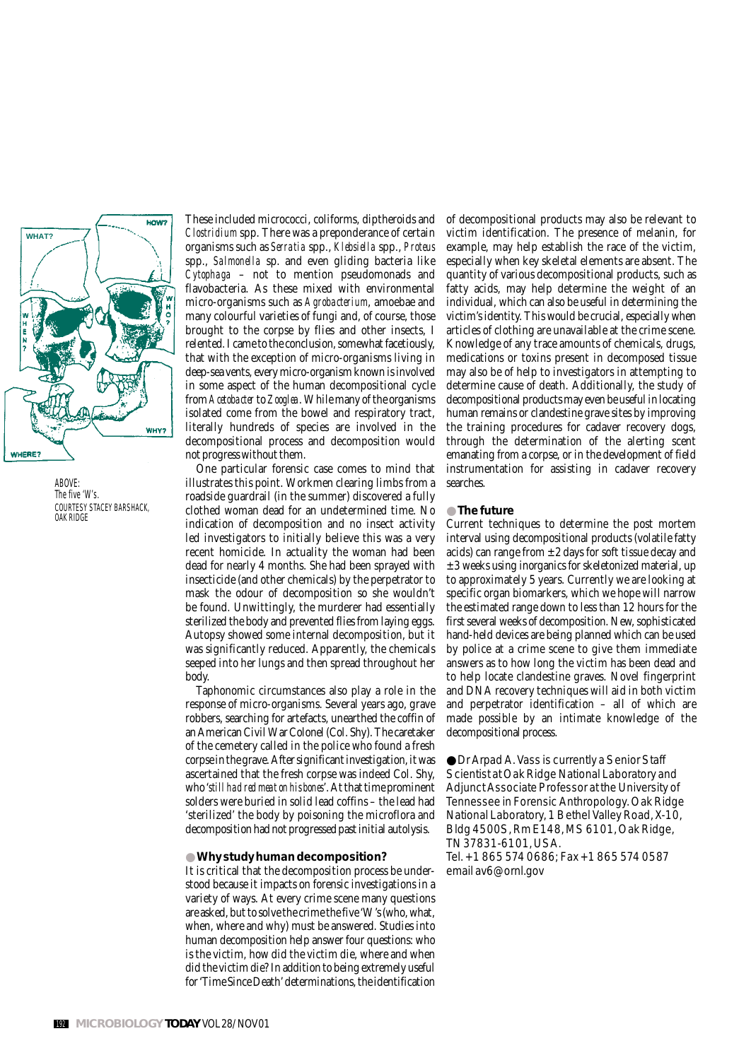ABOVE:
The five 'W's.
COURTESY STACEY BARSHACK, OAK RIDGE

These included micrococci, coliforms, diptheroids and *Clostridium* spp. There was a preponderance of certain organisms such as *Serratia* spp., *Klebsiella* spp., *Proteus* spp., *Salmonella* sp. and even gliding bacteria like *Cytophaga* – not to mention pseudomonads and flavobacteria. As these mixed with environmental micro-organisms such as *Agrobacterium*, amoebae and many colourful varieties of fungi and, of course, those brought to the corpse by flies and other insects, I relented. I came to the conclusion, somewhat facetiously, that with the exception of micro-organisms living in deep-sea vents, every micro-organism known is involved in some aspect of the human decompositional cycle from *Acetobacter* to *Zooglea*. While many of the organisms isolated come from the bowel and respiratory tract, literally hundreds of species are involved in the decompositional process and decomposition would not progress without them.

One particular forensic case comes to mind that illustrates this point. Workmen clearing limbs from a roadside guardrail (in the summer) discovered a fully clothed woman dead for an undetermined time. No indication of decomposition and no insect activity led investigators to initially believe this was a very recent homicide. In actuality the woman had been dead for nearly 4 months. She had been sprayed with insecticide (and other chemicals) by the perpetrator to mask the odour of decomposition so she wouldn't be found. Unwittingly, the murderer had essentially sterilized the body and prevented flies from laying eggs. Autopsy showed some internal decomposition, but it was significantly reduced. Apparently, the chemicals seeped into her lungs and then spread throughout her body.

Taphonomic circumstances also play a role in the response of micro-organisms. Several years ago, grave robbers, searching for artefacts, unearthed the coffin of an American Civil War Colonel (Col. Shy). The caretaker of the cemetery called in the police who found a fresh corpse in the grave. After significant investigation, it was ascertained that the fresh corpse was indeed Col. Shy, who '*still had red meat on his bones*'. At that time prominent solders were buried in solid lead coffins – the lead had 'sterilized' the body by poisoning the microflora and decomposition had not progressed past initial autolysis.

## Why study human decomposition?

It is critical that the decomposition process be understood because it impacts on forensic investigations in a variety of ways. At every crime scene many questions are asked, but to solve the crime the five 'W's (who, what, when, where and why) must be answered. Studies into human decomposition help answer four questions: who is the victim, how did the victim die, where and when did the victim die? In addition to being extremely useful for 'Time Since Death' determinations, the identification of decompositional products may also be relevant to victim identification. The presence of melanin, for example, may help establish the race of the victim, especially when key skeletal elements are absent. The quantity of various decompositional products, such as fatty acids, may help determine the weight of an individual, which can also be useful in determining the victim's identity. This would be crucial, especially when articles of clothing are unavailable at the crime scene. Knowledge of any trace amounts of chemicals, drugs, medications or toxins present in decomposed tissue may also be of help to investigators in attempting to determine cause of death. Additionally, the study of decompositional products may even be useful in locating human remains or clandestine grave sites by improving the training procedures for cadaver recovery dogs, through the determination of the alerting scent emanating from a corpse, or in the development of field instrumentation for assisting in cadaver recovery searches.

## The future

Current techniques to determine the post mortem interval using decompositional products (volatile fatty acids) can range from ±2 days for soft tissue decay and ±3 weeks using inorganics for skeletonized material, up to approximately 5 years. Currently we are looking at specific organ biomarkers, which we hope will narrow the estimated range down to less than 12 hours for the first several weeks of decomposition. New, sophisticated hand-held devices are being planned which can be used by police at a crime scene to give them immediate answers as to how long the victim has been dead and to help locate clandestine graves. Novel fingerprint and DNA recovery techniques will aid in both victim and perpetrator identification – all of which are made possible by an intimate knowledge of the decompositional process.

- Dr Arpad A. Vass is currently a Senior Staff Scientist at Oak Ridge National Laboratory and Adjunct Associate Professor at the University of Tennessee in Forensic Anthropology. Oak Ridge National Laboratory, 1 Bethel Valley Road, X-10, Bldg 4500S, Rm E148, MS 6101, Oak Ridge, TN 37831-6101, USA.
Tel. +1 865 574 0686; Fax +1 865 574 0587
email av6@ornl.gov